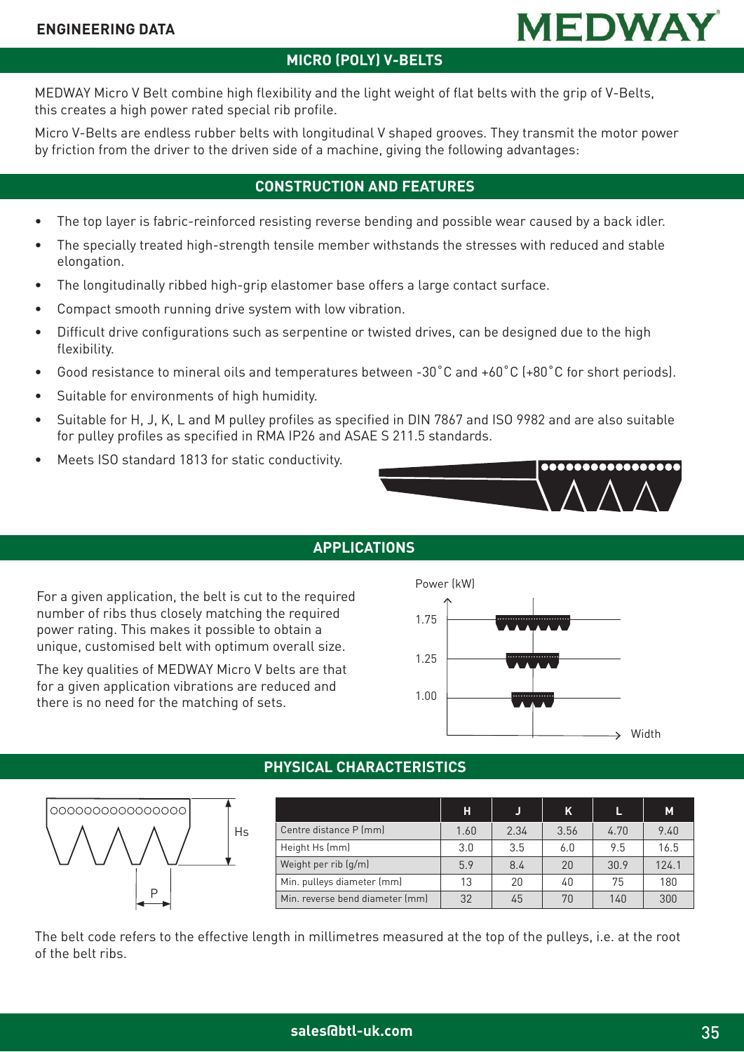ENGINEERING DATA

# MEDWAY

## MICRO (POLY) V-BELTS

MEDWAY Micro V Belt combine high flexibility and the light weight of flat belts with the grip of V-Belts, this creates a high power rated special rib profile.

Micro V-Belts are endless rubber belts with longitudinal V shaped grooves. They transmit the motor power by friction from the driver to the driven side of a machine, giving the following advantages:

## CONSTRUCTION AND FEATURES

- The top layer is fabric-reinforced resisting reverse bending and possible wear caused by a back idler.
- The specially treated high-strength tensile member withstands the stresses with reduced and stable elongation.
- The longitudinally ribbed high-grip elastomer base offers a large contact surface.
- Compact smooth running drive system with low vibration.
- Difficult drive configurations such as serpentine or twisted drives, can be designed due to the high flexibility.
- Good resistance to mineral oils and temperatures between -30˚C and +60˚C (+80˚C for short periods).
- Suitable for environments of high humidity.
- Suitable for H, J, K, L and M pulley profiles as specified in DIN 7867 and ISO 9982 and are also suitable for pulley profiles as specified in RMA IP26 and ASAE S 211.5 standards.
- Meets ISO standard 1813 for static conductivity.

## APPLICATIONS

For a given application, the belt is cut to the required number of ribs thus closely matching the required power rating. This makes it possible to obtain a unique, customised belt with optimum overall size.

The key qualities of MEDWAY Micro V belts are that for a given application vibrations are reduced and there is no need for the matching of sets.

Power (kW): 1.75, 1.25, 1.00 — Width

## PHYSICAL CHARACTERISTICS

| | H | J | K | L | M |
|---|---|---|---|---|---|
| Centre distance P (mm) | 1.60 | 2.34 | 3.56 | 4.70 | 9.40 |
| Height Hs (mm) | 3.0 | 3.5 | 6.0 | 9.5 | 16.5 |
| Weight per rib (g/m) | 5.9 | 8.4 | 20 | 30.9 | 124.1 |
| Min. pulleys diameter (mm) | 13 | 20 | 40 | 75 | 180 |
| Min. reverse bend diameter (mm) | 32 | 45 | 70 | 140 | 300 |

The belt code refers to the effective length in millimetres measured at the top of the pulleys, i.e. at the root of the belt ribs.

sales@btl-uk.com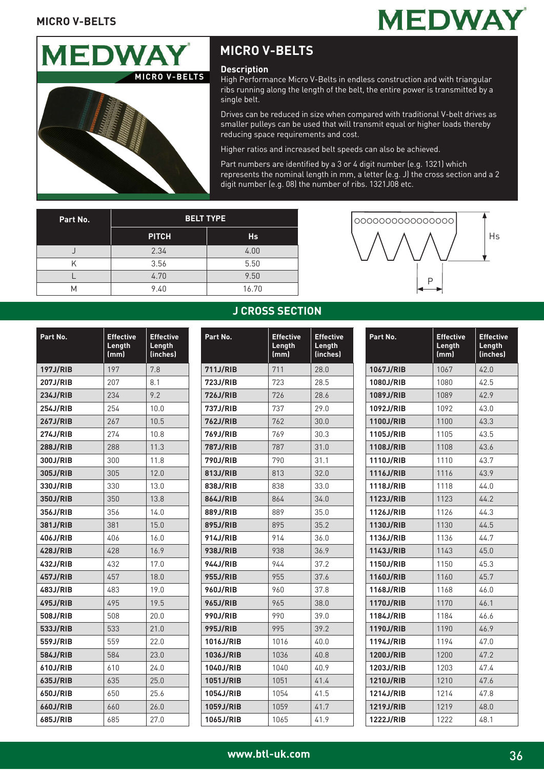## MICRO V-BELTS

### Description

High Performance Micro V-Belts in endless construction and with triangular ribs running along the length of the belt, the entire power is transmitted by a single belt.

Drives can be reduced in size when compared with traditional V-belt drives as smaller pulleys can be used that will transmit equal or higher loads thereby reducing space requirements and cost.

Higher ratios and increased belt speeds can also be achieved.

Part numbers are identified by a 3 or 4 digit number (e.g. 1321) which represents the nominal length in mm, a letter (e.g. J) the cross section and a 2 digit number (e.g. 08) the number of ribs. 1321J08 etc.

| Part No. | BELT TYPE | |
|---|---|---|
| | PITCH | Hs |
| J | 2.34 | 4.00 |
| K | 3.56 | 5.50 |
| L | 4.70 | 9.50 |
| M | 9.40 | 16.70 |

## J CROSS SECTION

| Part No. | Effective Length (mm) | Effective Length (inches) |
|---|---|---|
| 197J/RIB | 197 | 7.8 |
| 207J/RIB | 207 | 8.1 |
| 234J/RIB | 234 | 9.2 |
| 254J/RIB | 254 | 10.0 |
| 267J/RIB | 267 | 10.5 |
| 274J/RIB | 274 | 10.8 |
| 288J/RIB | 288 | 11.3 |
| 300J/RIB | 300 | 11.8 |
| 305J/RIB | 305 | 12.0 |
| 330J/RIB | 330 | 13.0 |
| 350J/RIB | 350 | 13.8 |
| 356J/RIB | 356 | 14.0 |
| 381J/RIB | 381 | 15.0 |
| 406J/RIB | 406 | 16.0 |
| 428J/RIB | 428 | 16.9 |
| 432J/RIB | 432 | 17.0 |
| 457J/RIB | 457 | 18.0 |
| 483J/RIB | 483 | 19.0 |
| 495J/RIB | 495 | 19.5 |
| 508J/RIB | 508 | 20.0 |
| 533J/RIB | 533 | 21.0 |
| 559J/RIB | 559 | 22.0 |
| 584J/RIB | 584 | 23.0 |
| 610J/RIB | 610 | 24.0 |
| 635J/RIB | 635 | 25.0 |
| 650J/RIB | 650 | 25.6 |
| 660J/RIB | 660 | 26.0 |
| 685J/RIB | 685 | 27.0 |
| 711J/RIB | 711 | 28.0 |
| 723J/RIB | 723 | 28.5 |
| 726J/RIB | 726 | 28.6 |
| 737J/RIB | 737 | 29.0 |
| 762J/RIB | 762 | 30.0 |
| 769J/RIB | 769 | 30.3 |
| 787J/RIB | 787 | 31.0 |
| 790J/RIB | 790 | 31.1 |
| 813J/RIB | 813 | 32.0 |
| 838J/RIB | 838 | 33.0 |
| 864J/RIB | 864 | 34.0 |
| 889J/RIB | 889 | 35.0 |
| 895J/RIB | 895 | 35.2 |
| 914J/RIB | 914 | 36.0 |
| 938J/RIB | 938 | 36.9 |
| 944J/RIB | 944 | 37.2 |
| 955J/RIB | 955 | 37.6 |
| 960J/RIB | 960 | 37.8 |
| 965J/RIB | 965 | 38.0 |
| 990J/RIB | 990 | 39.0 |
| 995J/RIB | 995 | 39.2 |
| 1016J/RIB | 1016 | 40.0 |
| 1036J/RIB | 1036 | 40.8 |
| 1040J/RIB | 1040 | 40.9 |
| 1051J/RIB | 1051 | 41.4 |
| 1054J/RIB | 1054 | 41.5 |
| 1059J/RIB | 1059 | 41.7 |
| 1065J/RIB | 1065 | 41.9 |
| 1067J/RIB | 1067 | 42.0 |
| 1080J/RIB | 1080 | 42.5 |
| 1089J/RIB | 1089 | 42.9 |
| 1092J/RIB | 1092 | 43.0 |
| 1100J/RIB | 1100 | 43.3 |
| 1105J/RIB | 1105 | 43.5 |
| 1108J/RIB | 1108 | 43.6 |
| 1110J/RIB | 1110 | 43.7 |
| 1116J/RIB | 1116 | 43.9 |
| 1118J/RIB | 1118 | 44.0 |
| 1123J/RIB | 1123 | 44.2 |
| 1126J/RIB | 1126 | 44.3 |
| 1130J/RIB | 1130 | 44.5 |
| 1136J/RIB | 1136 | 44.7 |
| 1143J/RIB | 1143 | 45.0 |
| 1150J/RIB | 1150 | 45.3 |
| 1160J/RIB | 1160 | 45.7 |
| 1168J/RIB | 1168 | 46.0 |
| 1170J/RIB | 1170 | 46.1 |
| 1184J/RIB | 1184 | 46.6 |
| 1190J/RIB | 1190 | 46.9 |
| 1194J/RIB | 1194 | 47.0 |
| 1200J/RIB | 1200 | 47.2 |
| 1203J/RIB | 1203 | 47.4 |
| 1210J/RIB | 1210 | 47.6 |
| 1214J/RIB | 1214 | 47.8 |
| 1219J/RIB | 1219 | 48.0 |
| 1222J/RIB | 1222 | 48.1 |

www.btl-uk.com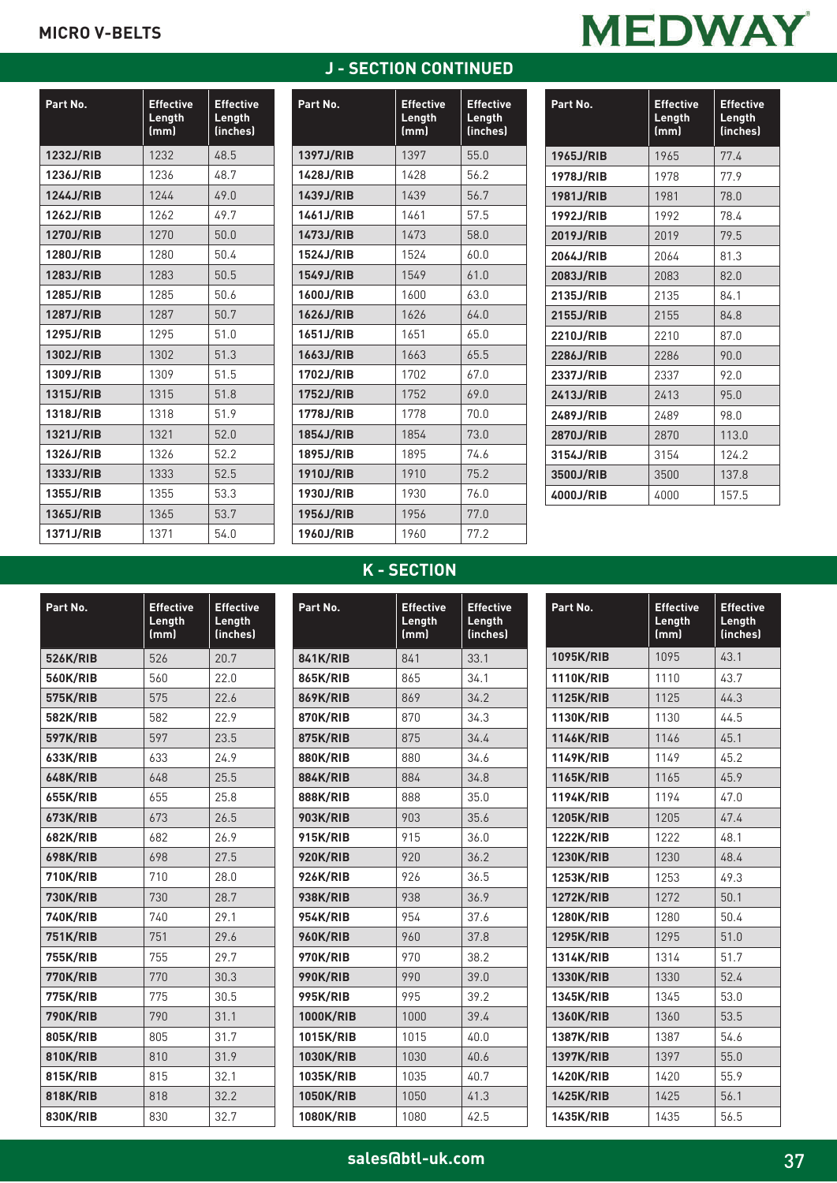MICRO V-BELTS

MEDWAY

## J - SECTION CONTINUED

| Part No. | Effective Length (mm) | Effective Length (inches) |
|---|---|---|
| 1232J/RIB | 1232 | 48.5 |
| 1236J/RIB | 1236 | 48.7 |
| 1244J/RIB | 1244 | 49.0 |
| 1262J/RIB | 1262 | 49.7 |
| 1270J/RIB | 1270 | 50.0 |
| 1280J/RIB | 1280 | 50.4 |
| 1283J/RIB | 1283 | 50.5 |
| 1285J/RIB | 1285 | 50.6 |
| 1287J/RIB | 1287 | 50.7 |
| 1295J/RIB | 1295 | 51.0 |
| 1302J/RIB | 1302 | 51.3 |
| 1309J/RIB | 1309 | 51.5 |
| 1315J/RIB | 1315 | 51.8 |
| 1318J/RIB | 1318 | 51.9 |
| 1321J/RIB | 1321 | 52.0 |
| 1326J/RIB | 1326 | 52.2 |
| 1333J/RIB | 1333 | 52.5 |
| 1355J/RIB | 1355 | 53.3 |
| 1365J/RIB | 1365 | 53.7 |
| 1371J/RIB | 1371 | 54.0 |
| 1397J/RIB | 1397 | 55.0 |
| 1428J/RIB | 1428 | 56.2 |
| 1439J/RIB | 1439 | 56.7 |
| 1461J/RIB | 1461 | 57.5 |
| 1473J/RIB | 1473 | 58.0 |
| 1524J/RIB | 1524 | 60.0 |
| 1549J/RIB | 1549 | 61.0 |
| 1600J/RIB | 1600 | 63.0 |
| 1626J/RIB | 1626 | 64.0 |
| 1651J/RIB | 1651 | 65.0 |
| 1663J/RIB | 1663 | 65.5 |
| 1702J/RIB | 1702 | 67.0 |
| 1752J/RIB | 1752 | 69.0 |
| 1778J/RIB | 1778 | 70.0 |
| 1854J/RIB | 1854 | 73.0 |
| 1895J/RIB | 1895 | 74.6 |
| 1910J/RIB | 1910 | 75.2 |
| 1930J/RIB | 1930 | 76.0 |
| 1956J/RIB | 1956 | 77.0 |
| 1960J/RIB | 1960 | 77.2 |
| 1965J/RIB | 1965 | 77.4 |
| 1978J/RIB | 1978 | 77.9 |
| 1981J/RIB | 1981 | 78.0 |
| 1992J/RIB | 1992 | 78.4 |
| 2019J/RIB | 2019 | 79.5 |
| 2064J/RIB | 2064 | 81.3 |
| 2083J/RIB | 2083 | 82.0 |
| 2135J/RIB | 2135 | 84.1 |
| 2155J/RIB | 2155 | 84.8 |
| 2210J/RIB | 2210 | 87.0 |
| 2286J/RIB | 2286 | 90.0 |
| 2337J/RIB | 2337 | 92.0 |
| 2413J/RIB | 2413 | 95.0 |
| 2489J/RIB | 2489 | 98.0 |
| 2870J/RIB | 2870 | 113.0 |
| 3154J/RIB | 3154 | 124.2 |
| 3500J/RIB | 3500 | 137.8 |
| 4000J/RIB | 4000 | 157.5 |

## K - SECTION

| Part No. | Effective Length (mm) | Effective Length (inches) |
|---|---|---|
| 526K/RIB | 526 | 20.7 |
| 560K/RIB | 560 | 22.0 |
| 575K/RIB | 575 | 22.6 |
| 582K/RIB | 582 | 22.9 |
| 597K/RIB | 597 | 23.5 |
| 633K/RIB | 633 | 24.9 |
| 648K/RIB | 648 | 25.5 |
| 655K/RIB | 655 | 25.8 |
| 673K/RIB | 673 | 26.5 |
| 682K/RIB | 682 | 26.9 |
| 698K/RIB | 698 | 27.5 |
| 710K/RIB | 710 | 28.0 |
| 730K/RIB | 730 | 28.7 |
| 740K/RIB | 740 | 29.1 |
| 751K/RIB | 751 | 29.6 |
| 755K/RIB | 755 | 29.7 |
| 770K/RIB | 770 | 30.3 |
| 775K/RIB | 775 | 30.5 |
| 790K/RIB | 790 | 31.1 |
| 805K/RIB | 805 | 31.7 |
| 810K/RIB | 810 | 31.9 |
| 815K/RIB | 815 | 32.1 |
| 818K/RIB | 818 | 32.2 |
| 830K/RIB | 830 | 32.7 |
| 841K/RIB | 841 | 33.1 |
| 865K/RIB | 865 | 34.1 |
| 869K/RIB | 869 | 34.2 |
| 870K/RIB | 870 | 34.3 |
| 875K/RIB | 875 | 34.4 |
| 880K/RIB | 880 | 34.6 |
| 884K/RIB | 884 | 34.8 |
| 888K/RIB | 888 | 35.0 |
| 903K/RIB | 903 | 35.6 |
| 915K/RIB | 915 | 36.0 |
| 920K/RIB | 920 | 36.2 |
| 926K/RIB | 926 | 36.5 |
| 938K/RIB | 938 | 36.9 |
| 954K/RIB | 954 | 37.6 |
| 960K/RIB | 960 | 37.8 |
| 970K/RIB | 970 | 38.2 |
| 990K/RIB | 990 | 39.0 |
| 995K/RIB | 995 | 39.2 |
| 1000K/RIB | 1000 | 39.4 |
| 1015K/RIB | 1015 | 40.0 |
| 1030K/RIB | 1030 | 40.6 |
| 1035K/RIB | 1035 | 40.7 |
| 1050K/RIB | 1050 | 41.3 |
| 1080K/RIB | 1080 | 42.5 |
| 1095K/RIB | 1095 | 43.1 |
| 1110K/RIB | 1110 | 43.7 |
| 1125K/RIB | 1125 | 44.3 |
| 1130K/RIB | 1130 | 44.5 |
| 1146K/RIB | 1146 | 45.1 |
| 1149K/RIB | 1149 | 45.2 |
| 1165K/RIB | 1165 | 45.9 |
| 1194K/RIB | 1194 | 47.0 |
| 1205K/RIB | 1205 | 47.4 |
| 1222K/RIB | 1222 | 48.1 |
| 1230K/RIB | 1230 | 48.4 |
| 1253K/RIB | 1253 | 49.3 |
| 1272K/RIB | 1272 | 50.1 |
| 1280K/RIB | 1280 | 50.4 |
| 1295K/RIB | 1295 | 51.0 |
| 1314K/RIB | 1314 | 51.7 |
| 1330K/RIB | 1330 | 52.4 |
| 1345K/RIB | 1345 | 53.0 |
| 1360K/RIB | 1360 | 53.5 |
| 1387K/RIB | 1387 | 54.6 |
| 1397K/RIB | 1397 | 55.0 |
| 1420K/RIB | 1420 | 55.9 |
| 1425K/RIB | 1425 | 56.1 |
| 1435K/RIB | 1435 | 56.5 |

sales@btl-uk.com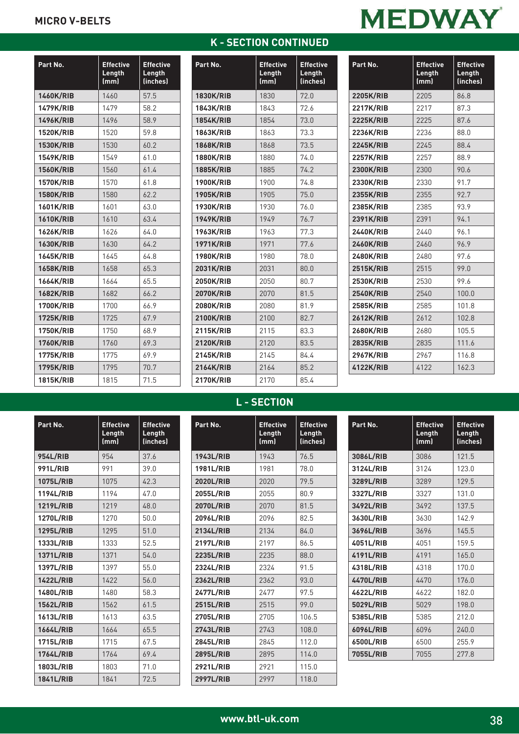MICRO V-BELTS

MEDWAY

## K - SECTION CONTINUED

| Part No. | Effective Length (mm) | Effective Length (inches) |
|---|---|---|
| 1460K/RIB | 1460 | 57.5 |
| 1479K/RIB | 1479 | 58.2 |
| 1496K/RIB | 1496 | 58.9 |
| 1520K/RIB | 1520 | 59.8 |
| 1530K/RIB | 1530 | 60.2 |
| 1549K/RIB | 1549 | 61.0 |
| 1560K/RIB | 1560 | 61.4 |
| 1570K/RIB | 1570 | 61.8 |
| 1580K/RIB | 1580 | 62.2 |
| 1601K/RIB | 1601 | 63.0 |
| 1610K/RIB | 1610 | 63.4 |
| 1626K/RIB | 1626 | 64.0 |
| 1630K/RIB | 1630 | 64.2 |
| 1645K/RIB | 1645 | 64.8 |
| 1658K/RIB | 1658 | 65.3 |
| 1664K/RIB | 1664 | 65.5 |
| 1682K/RIB | 1682 | 66.2 |
| 1700K/RIB | 1700 | 66.9 |
| 1725K/RIB | 1725 | 67.9 |
| 1750K/RIB | 1750 | 68.9 |
| 1760K/RIB | 1760 | 69.3 |
| 1775K/RIB | 1775 | 69.9 |
| 1795K/RIB | 1795 | 70.7 |
| 1815K/RIB | 1815 | 71.5 |
| 1830K/RIB | 1830 | 72.0 |
| 1843K/RIB | 1843 | 72.6 |
| 1854K/RIB | 1854 | 73.0 |
| 1863K/RIB | 1863 | 73.3 |
| 1868K/RIB | 1868 | 73.5 |
| 1880K/RIB | 1880 | 74.0 |
| 1885K/RIB | 1885 | 74.2 |
| 1900K/RIB | 1900 | 74.8 |
| 1905K/RIB | 1905 | 75.0 |
| 1930K/RIB | 1930 | 76.0 |
| 1949K/RIB | 1949 | 76.7 |
| 1963K/RIB | 1963 | 77.3 |
| 1971K/RIB | 1971 | 77.6 |
| 1980K/RIB | 1980 | 78.0 |
| 2031K/RIB | 2031 | 80.0 |
| 2050K/RIB | 2050 | 80.7 |
| 2070K/RIB | 2070 | 81.5 |
| 2080K/RIB | 2080 | 81.9 |
| 2100K/RIB | 2100 | 82.7 |
| 2115K/RIB | 2115 | 83.3 |
| 2120K/RIB | 2120 | 83.5 |
| 2145K/RIB | 2145 | 84.4 |
| 2164K/RIB | 2164 | 85.2 |
| 2170K/RIB | 2170 | 85.4 |
| 2205K/RIB | 2205 | 86.8 |
| 2217K/RIB | 2217 | 87.3 |
| 2225K/RIB | 2225 | 87.6 |
| 2236K/RIB | 2236 | 88.0 |
| 2245K/RIB | 2245 | 88.4 |
| 2257K/RIB | 2257 | 88.9 |
| 2300K/RIB | 2300 | 90.6 |
| 2330K/RIB | 2330 | 91.7 |
| 2355K/RIB | 2355 | 92.7 |
| 2385K/RIB | 2385 | 93.9 |
| 2391K/RIB | 2391 | 94.1 |
| 2440K/RIB | 2440 | 96.1 |
| 2460K/RIB | 2460 | 96.9 |
| 2480K/RIB | 2480 | 97.6 |
| 2515K/RIB | 2515 | 99.0 |
| 2530K/RIB | 2530 | 99.6 |
| 2540K/RIB | 2540 | 100.0 |
| 2585K/RIB | 2585 | 101.8 |
| 2612K/RIB | 2612 | 102.8 |
| 2680K/RIB | 2680 | 105.5 |
| 2835K/RIB | 2835 | 111.6 |
| 2967K/RIB | 2967 | 116.8 |
| 4122K/RIB | 4122 | 162.3 |

## L - SECTION

| Part No. | Effective Length (mm) | Effective Length (inches) |
|---|---|---|
| 954L/RIB | 954 | 37.6 |
| 991L/RIB | 991 | 39.0 |
| 1075L/RIB | 1075 | 42.3 |
| 1194L/RIB | 1194 | 47.0 |
| 1219L/RIB | 1219 | 48.0 |
| 1270L/RIB | 1270 | 50.0 |
| 1295L/RIB | 1295 | 51.0 |
| 1333L/RIB | 1333 | 52.5 |
| 1371L/RIB | 1371 | 54.0 |
| 1397L/RIB | 1397 | 55.0 |
| 1422L/RIB | 1422 | 56.0 |
| 1480L/RIB | 1480 | 58.3 |
| 1562L/RIB | 1562 | 61.5 |
| 1613L/RIB | 1613 | 63.5 |
| 1664L/RIB | 1664 | 65.5 |
| 1715L/RIB | 1715 | 67.5 |
| 1764L/RIB | 1764 | 69.4 |
| 1803L/RIB | 1803 | 71.0 |
| 1841L/RIB | 1841 | 72.5 |
| 1943L/RIB | 1943 | 76.5 |
| 1981L/RIB | 1981 | 78.0 |
| 2020L/RIB | 2020 | 79.5 |
| 2055L/RIB | 2055 | 80.9 |
| 2070L/RIB | 2070 | 81.5 |
| 2096L/RIB | 2096 | 82.5 |
| 2134L/RIB | 2134 | 84.0 |
| 2197L/RIB | 2197 | 86.5 |
| 2235L/RIB | 2235 | 88.0 |
| 2324L/RIB | 2324 | 91.5 |
| 2362L/RIB | 2362 | 93.0 |
| 2477L/RIB | 2477 | 97.5 |
| 2515L/RIB | 2515 | 99.0 |
| 2705L/RIB | 2705 | 106.5 |
| 2743L/RIB | 2743 | 108.0 |
| 2845L/RIB | 2845 | 112.0 |
| 2895L/RIB | 2895 | 114.0 |
| 2921L/RIB | 2921 | 115.0 |
| 2997L/RIB | 2997 | 118.0 |
| 3086L/RIB | 3086 | 121.5 |
| 3124L/RIB | 3124 | 123.0 |
| 3289L/RIB | 3289 | 129.5 |
| 3327L/RIB | 3327 | 131.0 |
| 3492L/RIB | 3492 | 137.5 |
| 3630L/RIB | 3630 | 142.9 |
| 3696L/RIB | 3696 | 145.5 |
| 4051L/RIB | 4051 | 159.5 |
| 4191L/RIB | 4191 | 165.0 |
| 4318L/RIB | 4318 | 170.0 |
| 4470L/RIB | 4470 | 176.0 |
| 4622L/RIB | 4622 | 182.0 |
| 5029L/RIB | 5029 | 198.0 |
| 5385L/RIB | 5385 | 212.0 |
| 6096L/RIB | 6096 | 240.0 |
| 6500L/RIB | 6500 | 255.9 |
| 7055L/RIB | 7055 | 277.8 |

www.btl-uk.com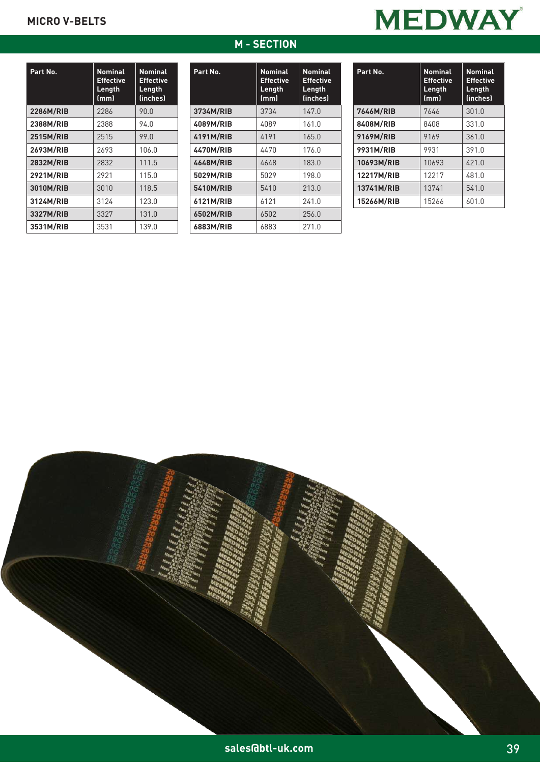# MICRO V-BELTS

## M - SECTION

| Part No. | Nominal Effective Length (mm) | Nominal Effective Length (inches) |
|---|---|---|
| 2286M/RIB | 2286 | 90.0 |
| 2388M/RIB | 2388 | 94.0 |
| 2515M/RIB | 2515 | 99.0 |
| 2693M/RIB | 2693 | 106.0 |
| 2832M/RIB | 2832 | 111.5 |
| 2921M/RIB | 2921 | 115.0 |
| 3010M/RIB | 3010 | 118.5 |
| 3124M/RIB | 3124 | 123.0 |
| 3327M/RIB | 3327 | 131.0 |
| 3531M/RIB | 3531 | 139.0 |
| 3734M/RIB | 3734 | 147.0 |
| 4089M/RIB | 4089 | 161.0 |
| 4191M/RIB | 4191 | 165.0 |
| 4470M/RIB | 4470 | 176.0 |
| 4648M/RIB | 4648 | 183.0 |
| 5029M/RIB | 5029 | 198.0 |
| 5410M/RIB | 5410 | 213.0 |
| 6121M/RIB | 6121 | 241.0 |
| 6502M/RIB | 6502 | 256.0 |
| 6883M/RIB | 6883 | 271.0 |
| 7646M/RIB | 7646 | 301.0 |
| 8408M/RIB | 8408 | 331.0 |
| 9169M/RIB | 9169 | 361.0 |
| 9931M/RIB | 9931 | 391.0 |
| 10693M/RIB | 10693 | 421.0 |
| 12217M/RIB | 12217 | 481.0 |
| 13741M/RIB | 13741 | 541.0 |
| 15266M/RIB | 15266 | 601.0 |

sales@btl-uk.com